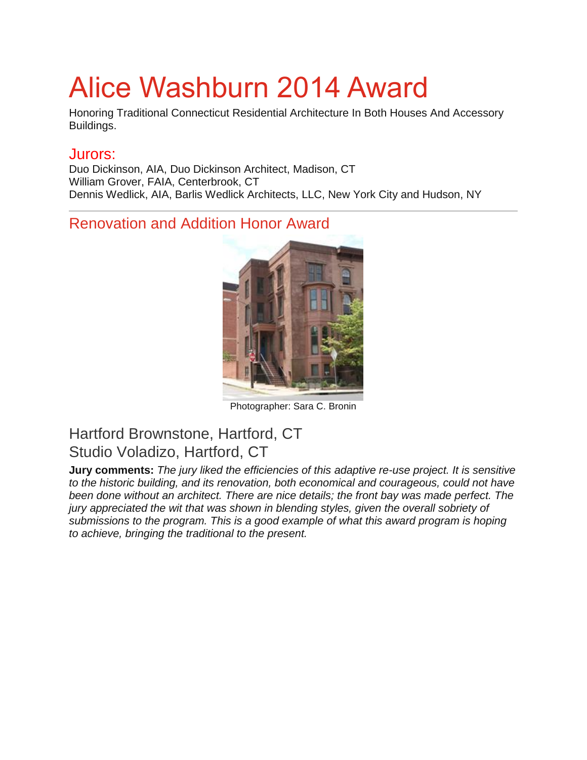# Alice Washburn 2014 Award

Honoring Traditional Connecticut Residential Architecture In Both Houses And Accessory Buildings.

## Jurors:

Duo Dickinson, AIA, Duo Dickinson Architect, Madison, CT
William Grover, FAIA, Centerbrook, CT
Dennis Wedlick, AIA, Barlis Wedlick Architects, LLC, New York City and Hudson, NY

---

## Renovation and Addition Honor Award

Photographer: Sara C. Bronin

### Hartford Brownstone, Hartford, CT
### Studio Voladizo, Hartford, CT

**Jury comments:** *The jury liked the efficiencies of this adaptive re-use project. It is sensitive to the historic building, and its renovation, both economical and courageous, could not have been done without an architect. There are nice details; the front bay was made perfect. The jury appreciated the wit that was shown in blending styles, given the overall sobriety of submissions to the program. This is a good example of what this award program is hoping to achieve, bringing the traditional to the present.*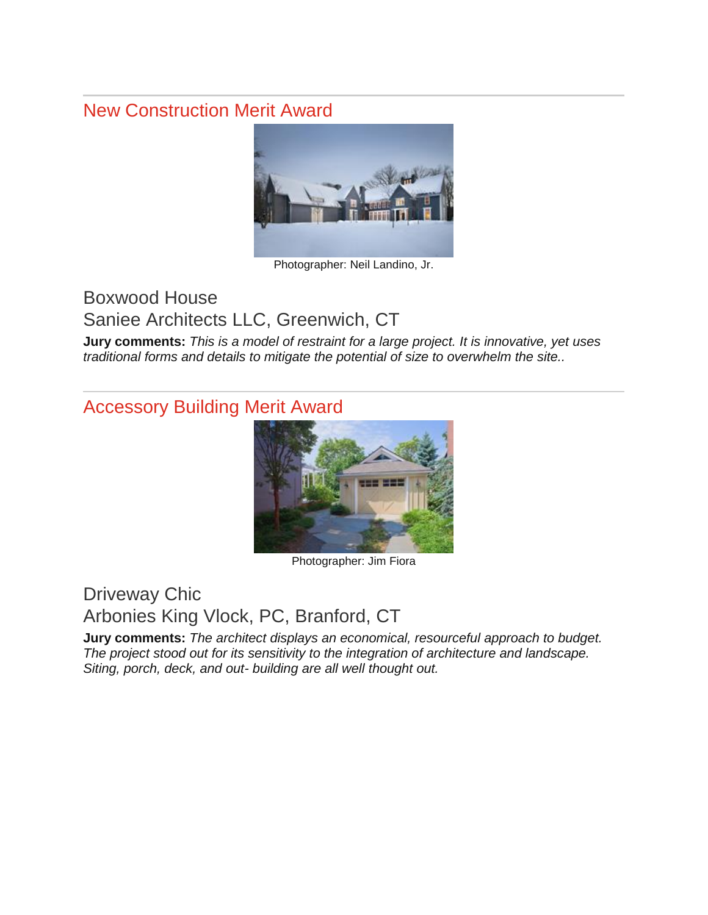---

## New Construction Merit Award

Photographer: Neil Landino, Jr.

### Boxwood House
### Saniee Architects LLC, Greenwich, CT

**Jury comments:** *This is a model of restraint for a large project. It is innovative, yet uses traditional forms and details to mitigate the potential of size to overwhelm the site..*

---

## Accessory Building Merit Award

Photographer: Jim Fiora

### Driveway Chic
### Arbonies King Vlock, PC, Branford, CT

**Jury comments:** *The architect displays an economical, resourceful approach to budget. The project stood out for its sensitivity to the integration of architecture and landscape. Siting, porch, deck, and out- building are all well thought out.*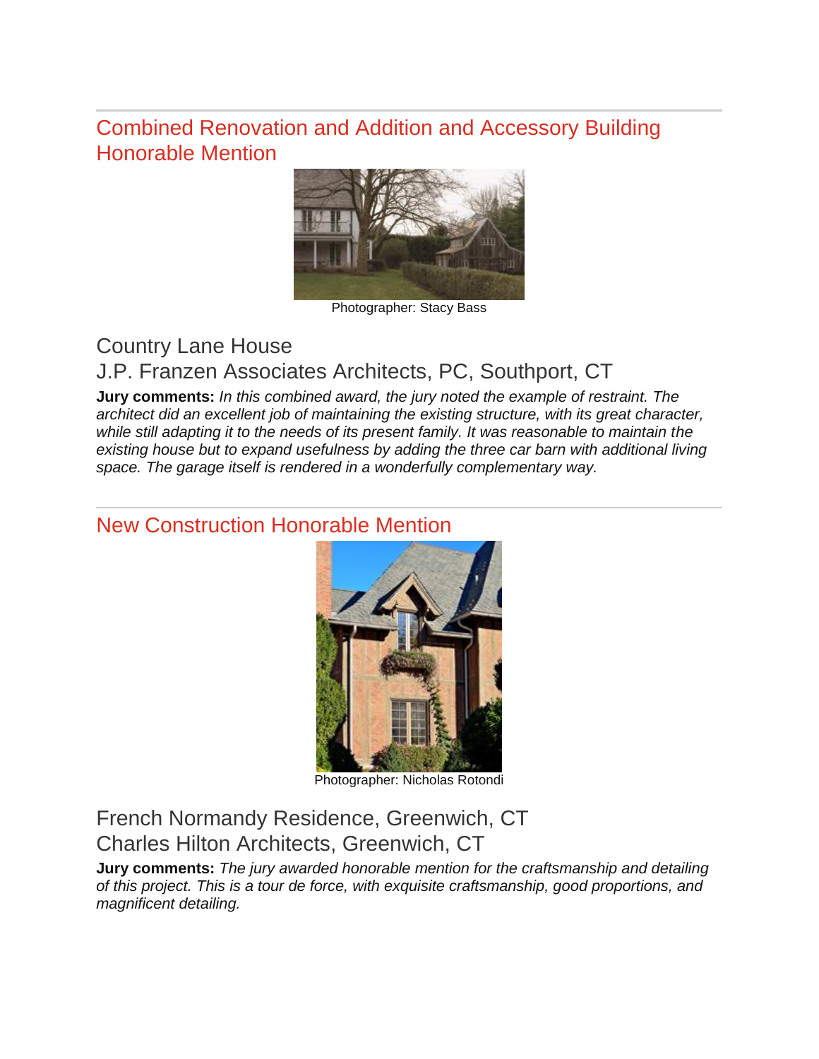## Combined Renovation and Addition and Accessory Building Honorable Mention

Photographer: Stacy Bass

### Country Lane House
### J.P. Franzen Associates Architects, PC, Southport, CT

**Jury comments:** *In this combined award, the jury noted the example of restraint. The architect did an excellent job of maintaining the existing structure, with its great character, while still adapting it to the needs of its present family. It was reasonable to maintain the existing house but to expand usefulness by adding the three car barn with additional living space. The garage itself is rendered in a wonderfully complementary way.*

---

## New Construction Honorable Mention

Photographer: Nicholas Rotondi

### French Normandy Residence, Greenwich, CT
### Charles Hilton Architects, Greenwich, CT

**Jury comments:** *The jury awarded honorable mention for the craftsmanship and detailing of this project. This is a tour de force, with exquisite craftsmanship, good proportions, and magnificent detailing.*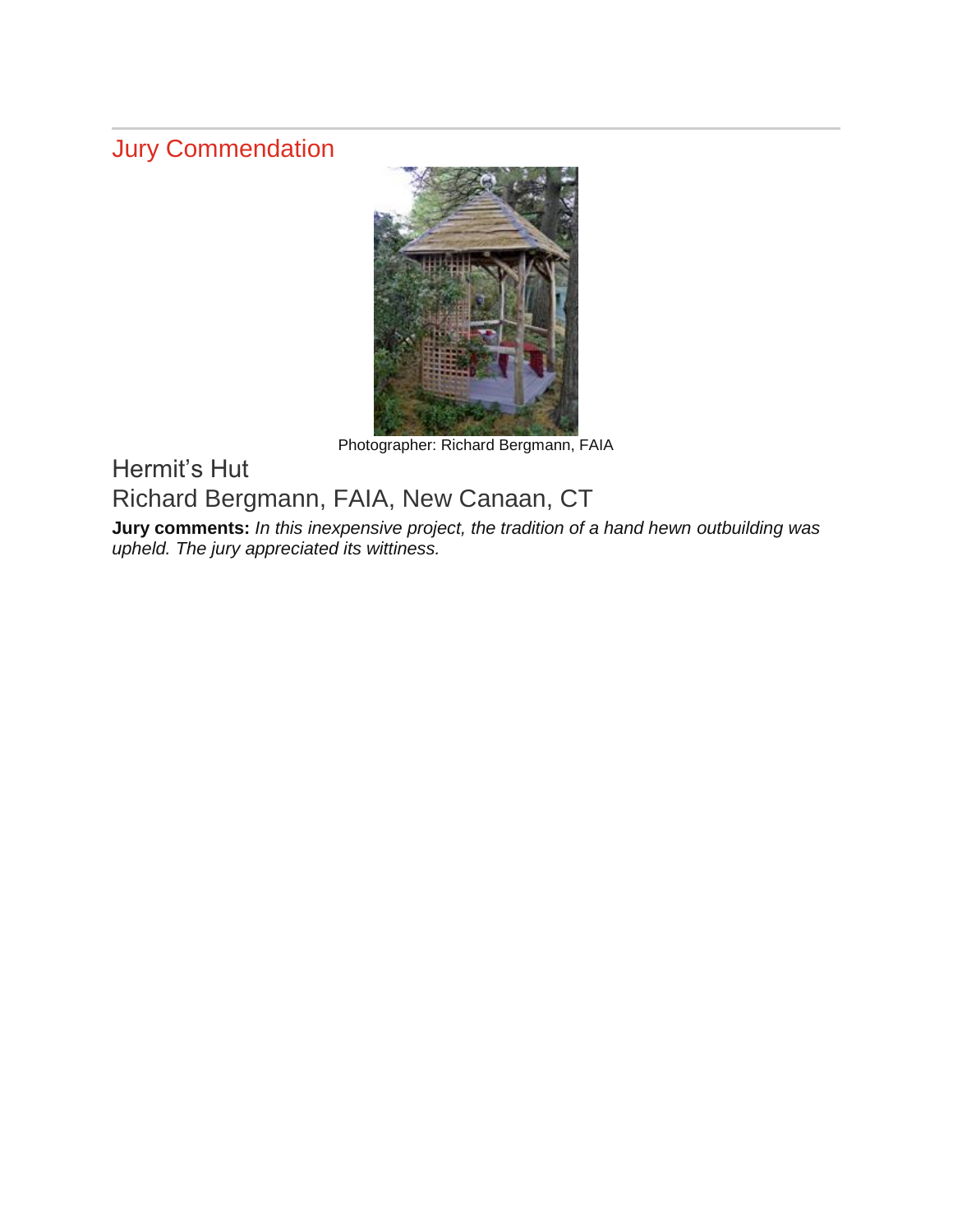## Jury Commendation

Photographer: Richard Bergmann, FAIA

### Hermit's Hut

### Richard Bergmann, FAIA, New Canaan, CT

**Jury comments:** *In this inexpensive project, the tradition of a hand hewn outbuilding was upheld. The jury appreciated its wittiness.*